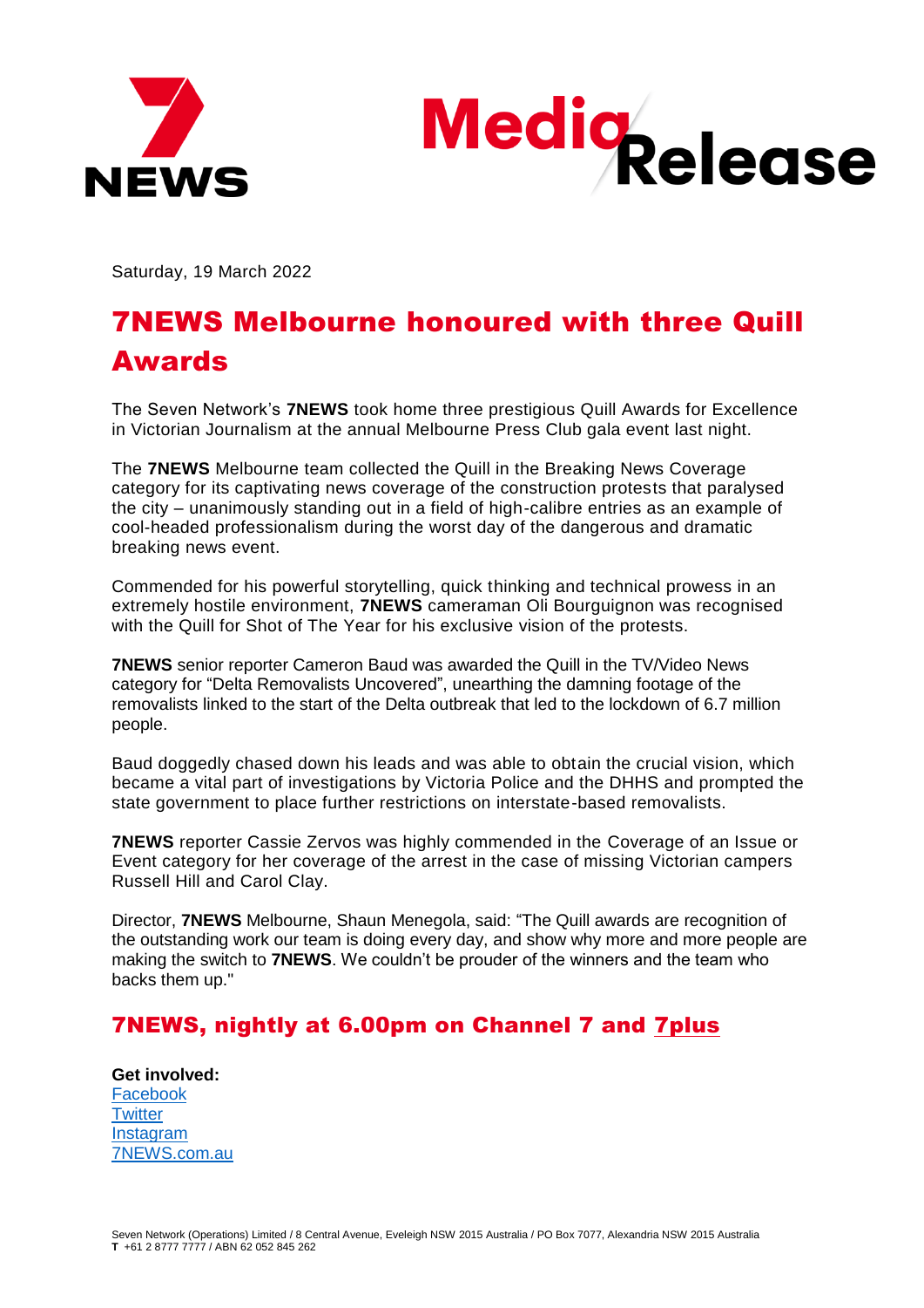7NEWS

Media Release

Saturday, 19 March 2022

# 7NEWS Melbourne honoured with three Quill Awards

The Seven Network's **7NEWS** took home three prestigious Quill Awards for Excellence in Victorian Journalism at the annual Melbourne Press Club gala event last night.

The **7NEWS** Melbourne team collected the Quill in the Breaking News Coverage category for its captivating news coverage of the construction protests that paralysed the city – unanimously standing out in a field of high-calibre entries as an example of cool-headed professionalism during the worst day of the dangerous and dramatic breaking news event.

Commended for his powerful storytelling, quick thinking and technical prowess in an extremely hostile environment, **7NEWS** cameraman Oli Bourguignon was recognised with the Quill for Shot of The Year for his exclusive vision of the protests.

**7NEWS** senior reporter Cameron Baud was awarded the Quill in the TV/Video News category for "Delta Removalists Uncovered", unearthing the damning footage of the removalists linked to the start of the Delta outbreak that led to the lockdown of 6.7 million people.

Baud doggedly chased down his leads and was able to obtain the crucial vision, which became a vital part of investigations by Victoria Police and the DHHS and prompted the state government to place further restrictions on interstate-based removalists.

**7NEWS** reporter Cassie Zervos was highly commended in the Coverage of an Issue or Event category for her coverage of the arrest in the case of missing Victorian campers Russell Hill and Carol Clay.

Director, **7NEWS** Melbourne, Shaun Menegola, said: "The Quill awards are recognition of the outstanding work our team is doing every day, and show why more and more people are making the switch to **7NEWS**. We couldn't be prouder of the winners and the team who backs them up."

## 7NEWS, nightly at 6.00pm on Channel 7 and 7plus

**Get involved:**
Facebook
Twitter
Instagram
7NEWS.com.au

Seven Network (Operations) Limited / 8 Central Avenue, Eveleigh NSW 2015 Australia / PO Box 7077, Alexandria NSW 2015 Australia
**T** +61 2 8777 7777 / ABN 62 052 845 262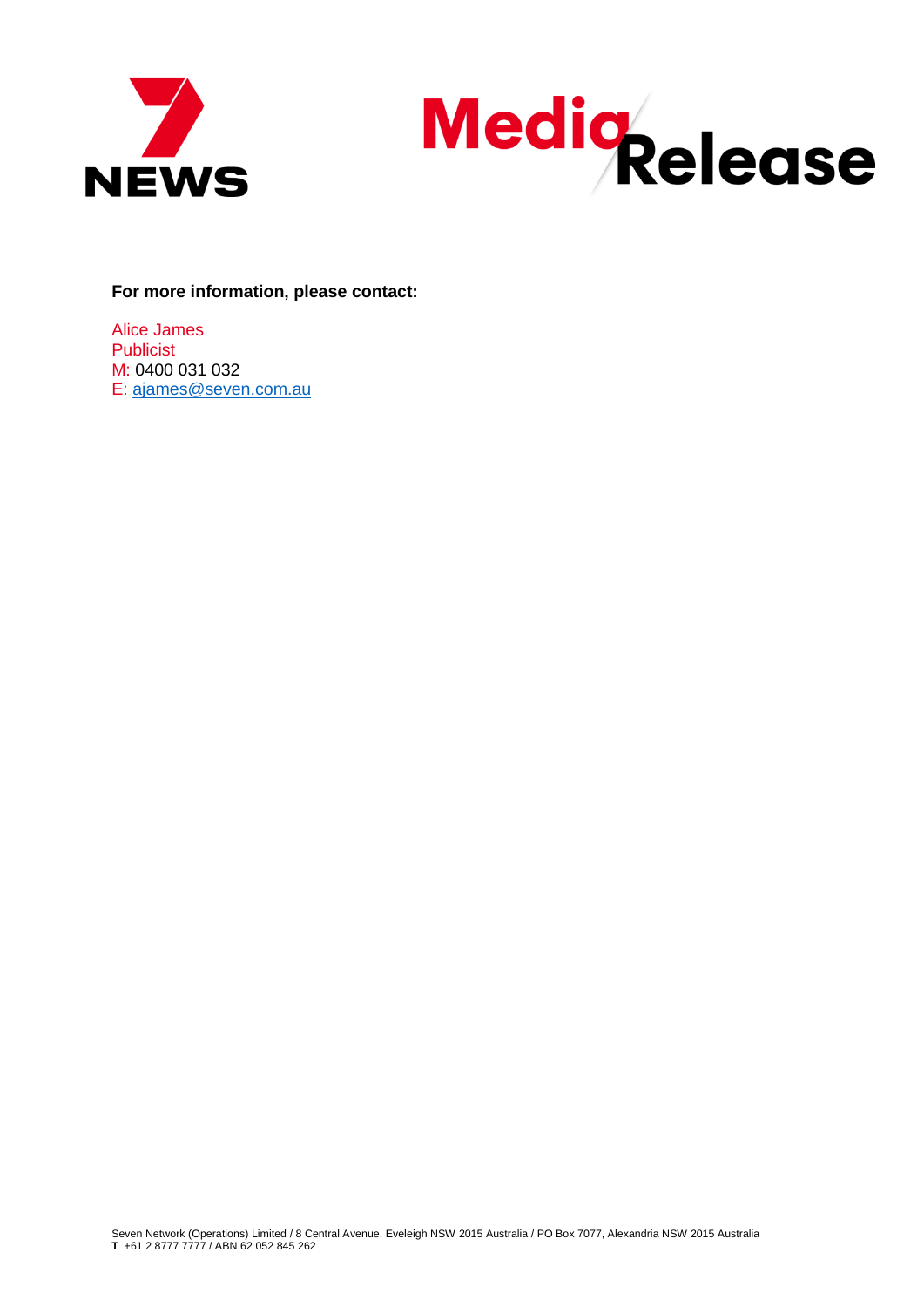**For more information, please contact:**

Alice James
Publicist
M: 0400 031 032
E: ajames@seven.com.au